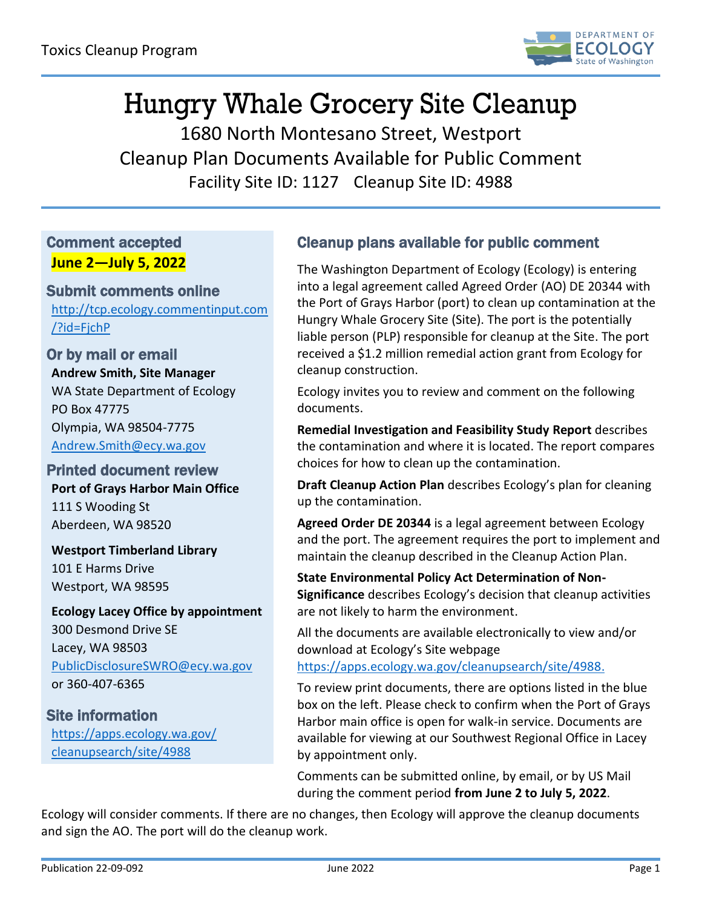Toxics Cleanup Program

# Hungry Whale Grocery Site Cleanup

1680 North Montesano Street, Westport
Cleanup Plan Documents Available for Public Comment
Facility Site ID: 1127  Cleanup Site ID: 4988

### Comment accepted

**June 2—July 5, 2022**

### Submit comments online

http://tcp.ecology.commentinput.com/?id=FjchP

### Or by mail or email

**Andrew Smith, Site Manager**
WA State Department of Ecology
PO Box 47775
Olympia, WA 98504-7775
Andrew.Smith@ecy.wa.gov

### Printed document review

**Port of Grays Harbor Main Office**
111 S Wooding St
Aberdeen, WA 98520

**Westport Timberland Library**
101 E Harms Drive
Westport, WA 98595

**Ecology Lacey Office by appointment**
300 Desmond Drive SE
Lacey, WA 98503
PublicDisclosureSWRO@ecy.wa.gov
or 360-407-6365

### Site information

https://apps.ecology.wa.gov/cleanupsearch/site/4988

## Cleanup plans available for public comment

The Washington Department of Ecology (Ecology) is entering into a legal agreement called Agreed Order (AO) DE 20344 with the Port of Grays Harbor (port) to clean up contamination at the Hungry Whale Grocery Site (Site). The port is the potentially liable person (PLP) responsible for cleanup at the Site. The port received a $1.2 million remedial action grant from Ecology for cleanup construction.

Ecology invites you to review and comment on the following documents.

**Remedial Investigation and Feasibility Study Report** describes the contamination and where it is located. The report compares choices for how to clean up the contamination.

**Draft Cleanup Action Plan** describes Ecology's plan for cleaning up the contamination.

**Agreed Order DE 20344** is a legal agreement between Ecology and the port. The agreement requires the port to implement and maintain the cleanup described in the Cleanup Action Plan.

**State Environmental Policy Act Determination of Non-Significance** describes Ecology's decision that cleanup activities are not likely to harm the environment.

All the documents are available electronically to view and/or download at Ecology's Site webpage https://apps.ecology.wa.gov/cleanupsearch/site/4988.

To review print documents, there are options listed in the blue box on the left. Please check to confirm when the Port of Grays Harbor main office is open for walk-in service. Documents are available for viewing at our Southwest Regional Office in Lacey by appointment only.

Comments can be submitted online, by email, or by US Mail during the comment period **from June 2 to July 5, 2022**.

Ecology will consider comments. If there are no changes, then Ecology will approve the cleanup documents and sign the AO. The port will do the cleanup work.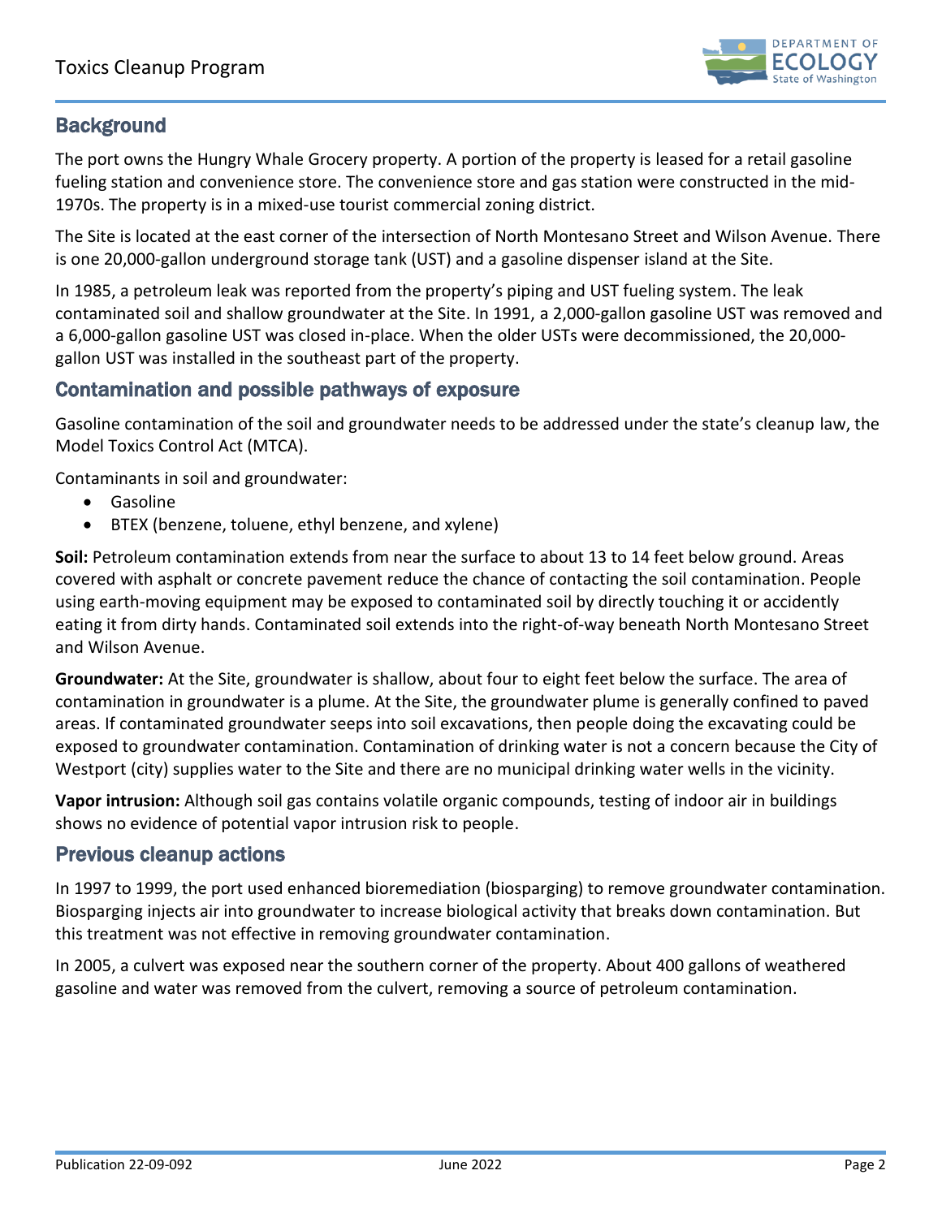## Background

The port owns the Hungry Whale Grocery property. A portion of the property is leased for a retail gasoline fueling station and convenience store. The convenience store and gas station were constructed in the mid-1970s. The property is in a mixed-use tourist commercial zoning district.

The Site is located at the east corner of the intersection of North Montesano Street and Wilson Avenue. There is one 20,000-gallon underground storage tank (UST) and a gasoline dispenser island at the Site.

In 1985, a petroleum leak was reported from the property's piping and UST fueling system. The leak contaminated soil and shallow groundwater at the Site. In 1991, a 2,000-gallon gasoline UST was removed and a 6,000-gallon gasoline UST was closed in-place. When the older USTs were decommissioned, the 20,000-gallon UST was installed in the southeast part of the property.

## Contamination and possible pathways of exposure

Gasoline contamination of the soil and groundwater needs to be addressed under the state's cleanup law, the Model Toxics Control Act (MTCA).

Contaminants in soil and groundwater:

- Gasoline
- BTEX (benzene, toluene, ethyl benzene, and xylene)

**Soil:** Petroleum contamination extends from near the surface to about 13 to 14 feet below ground. Areas covered with asphalt or concrete pavement reduce the chance of contacting the soil contamination. People using earth-moving equipment may be exposed to contaminated soil by directly touching it or accidently eating it from dirty hands. Contaminated soil extends into the right-of-way beneath North Montesano Street and Wilson Avenue.

**Groundwater:** At the Site, groundwater is shallow, about four to eight feet below the surface. The area of contamination in groundwater is a plume. At the Site, the groundwater plume is generally confined to paved areas. If contaminated groundwater seeps into soil excavations, then people doing the excavating could be exposed to groundwater contamination. Contamination of drinking water is not a concern because the City of Westport (city) supplies water to the Site and there are no municipal drinking water wells in the vicinity.

**Vapor intrusion:** Although soil gas contains volatile organic compounds, testing of indoor air in buildings shows no evidence of potential vapor intrusion risk to people.

## Previous cleanup actions

In 1997 to 1999, the port used enhanced bioremediation (biosparging) to remove groundwater contamination. Biosparging injects air into groundwater to increase biological activity that breaks down contamination. But this treatment was not effective in removing groundwater contamination.

In 2005, a culvert was exposed near the southern corner of the property. About 400 gallons of weathered gasoline and water was removed from the culvert, removing a source of petroleum contamination.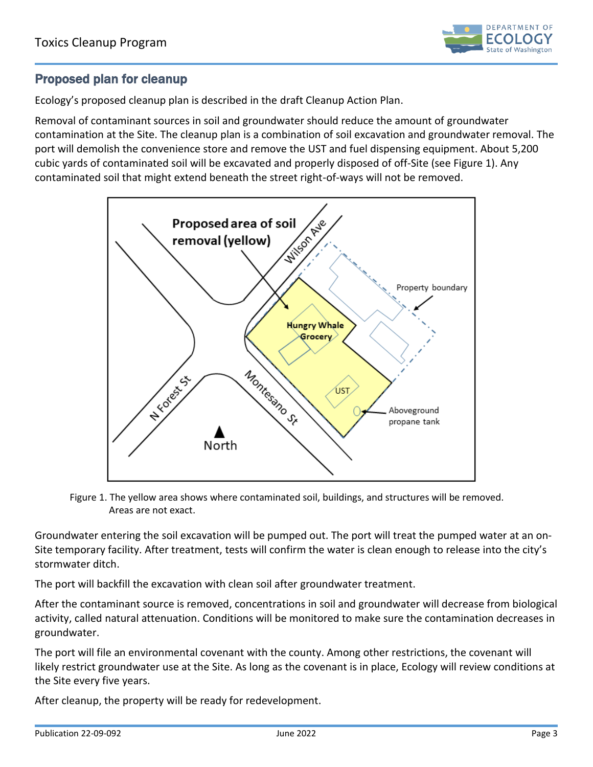## Proposed plan for cleanup

Ecology's proposed cleanup plan is described in the draft Cleanup Action Plan.

Removal of contaminant sources in soil and groundwater should reduce the amount of groundwater contamination at the Site. The cleanup plan is a combination of soil excavation and groundwater removal. The port will demolish the convenience store and remove the UST and fuel dispensing equipment. About 5,200 cubic yards of contaminated soil will be excavated and properly disposed of off-Site (see Figure 1). Any contaminated soil that might extend beneath the street right-of-ways will not be removed.

Figure 1. The yellow area shows where contaminated soil, buildings, and structures will be removed. Areas are not exact.

Groundwater entering the soil excavation will be pumped out. The port will treat the pumped water at an on-Site temporary facility. After treatment, tests will confirm the water is clean enough to release into the city's stormwater ditch.

The port will backfill the excavation with clean soil after groundwater treatment.

After the contaminant source is removed, concentrations in soil and groundwater will decrease from biological activity, called natural attenuation. Conditions will be monitored to make sure the contamination decreases in groundwater.

The port will file an environmental covenant with the county. Among other restrictions, the covenant will likely restrict groundwater use at the Site. As long as the covenant is in place, Ecology will review conditions at the Site every five years.

After cleanup, the property will be ready for redevelopment.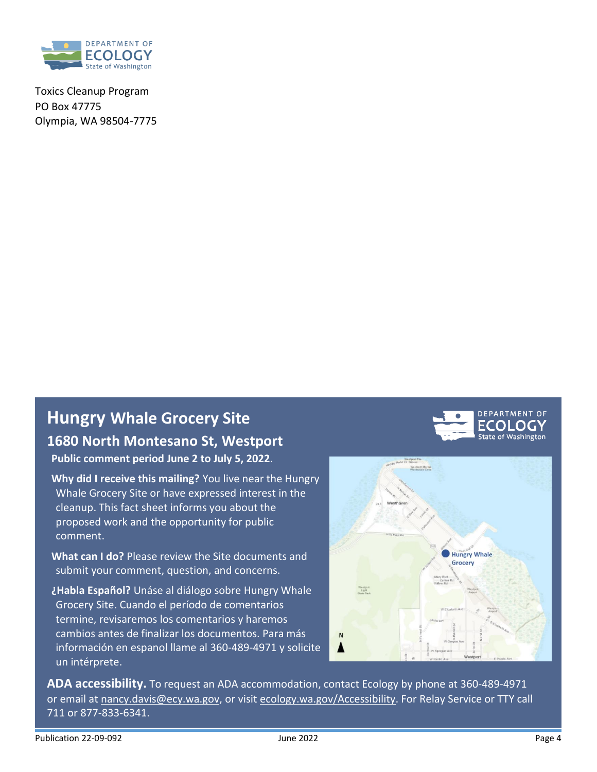Toxics Cleanup Program
PO Box 47775
Olympia, WA 98504-7775

# Hungry Whale Grocery Site

## 1680 North Montesano St, Westport

**Public comment period June 2 to July 5, 2022**.

**Why did I receive this mailing?** You live near the Hungry Whale Grocery Site or have expressed interest in the cleanup. This fact sheet informs you about the proposed work and the opportunity for public comment.

**What can I do?** Please review the Site documents and submit your comment, question, and concerns.

**¿Habla Español?** Unáse al diálogo sobre Hungry Whale Grocery Site. Cuando el período de comentarios termine, revisaremos los comentarios y haremos cambios antes de finalizar los documentos. Para más información en espanol llame al 360-489-4971 y solicite un intérprete.

**ADA accessibility.** To request an ADA accommodation, contact Ecology by phone at 360-489-4971 or email at nancy.davis@ecy.wa.gov, or visit ecology.wa.gov/Accessibility. For Relay Service or TTY call 711 or 877-833-6341.

Publication 22-09-092 June 2022